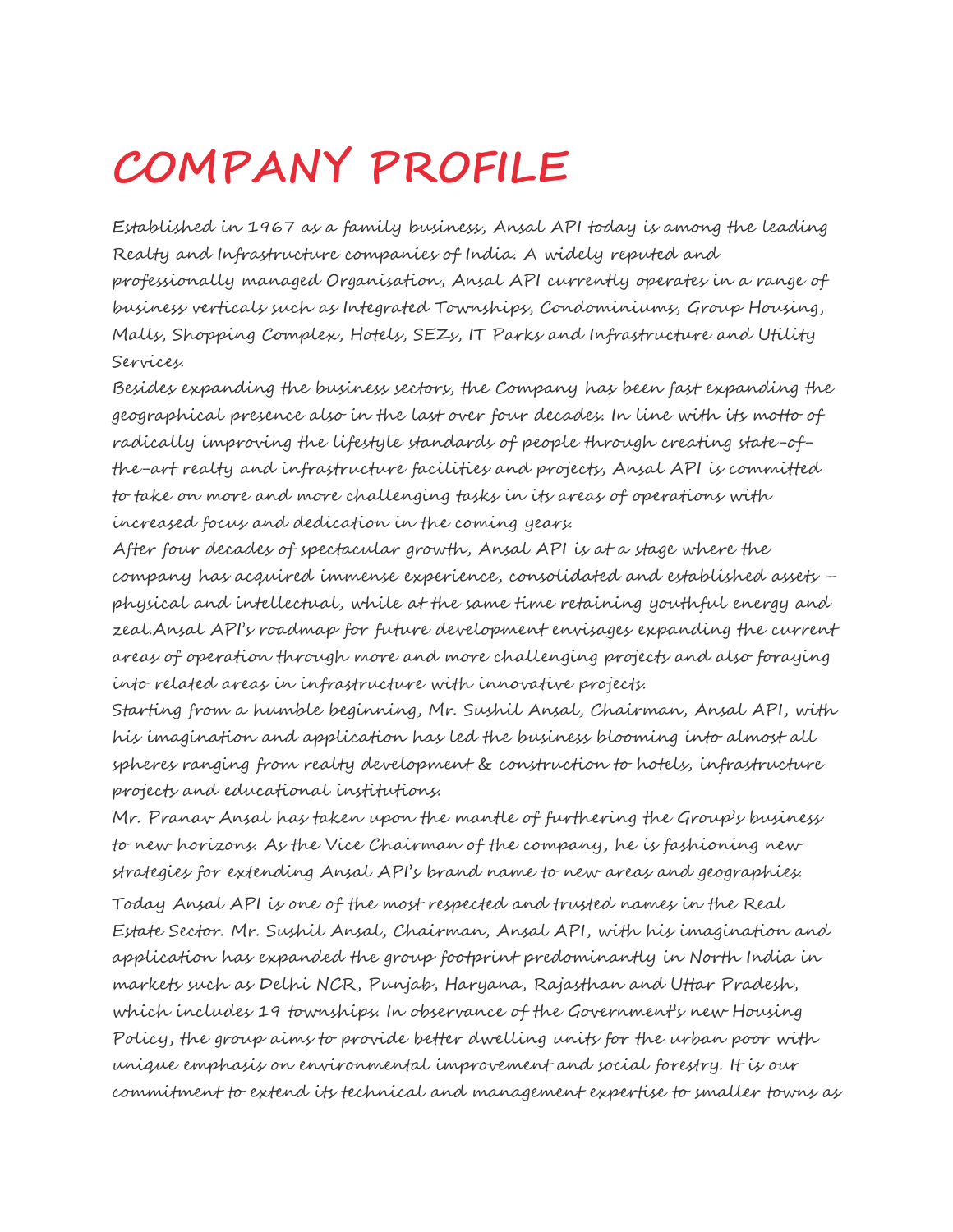# COMPANY PROFILE

Established in 1967 as a family business, Ansal API today is among the leading Realty and Infrastructure companies of India. A widely reputed and professionally managed Organisation, Ansal API currently operates in a range of business verticals such as Integrated Townships, Condominiums, Group Housing, Malls, Shopping Complex, Hotels, SEZs, IT Parks and Infrastructure and Utility Services.

Besides expanding the business sectors, the Company has been fast expanding the geographical presence also in the last over four decades. In line with its motto of radically improving the lifestyle standards of people through creating state-of-the-art realty and infrastructure facilities and projects, Ansal API is committed to take on more and more challenging tasks in its areas of operations with increased focus and dedication in the coming years.

After four decades of spectacular growth, Ansal API is at a stage where the company has acquired immense experience, consolidated and established assets – physical and intellectual, while at the same time retaining youthful energy and zeal.Ansal API's roadmap for future development envisages expanding the current areas of operation through more and more challenging projects and also foraying into related areas in infrastructure with innovative projects.

Starting from a humble beginning, Mr. Sushil Ansal, Chairman, Ansal API, with his imagination and application has led the business blooming into almost all spheres ranging from realty development & construction to hotels, infrastructure projects and educational institutions.

Mr. Pranav Ansal has taken upon the mantle of furthering the Group's business to new horizons. As the Vice Chairman of the company, he is fashioning new strategies for extending Ansal API's brand name to new areas and geographies.

Today Ansal API is one of the most respected and trusted names in the Real Estate Sector. Mr. Sushil Ansal, Chairman, Ansal API, with his imagination and application has expanded the group footprint predominantly in North India in markets such as Delhi NCR, Punjab, Haryana, Rajasthan and Uttar Pradesh, which includes 19 townships. In observance of the Government's new Housing Policy, the group aims to provide better dwelling units for the urban poor with unique emphasis on environmental improvement and social forestry. It is our commitment to extend its technical and management expertise to smaller towns as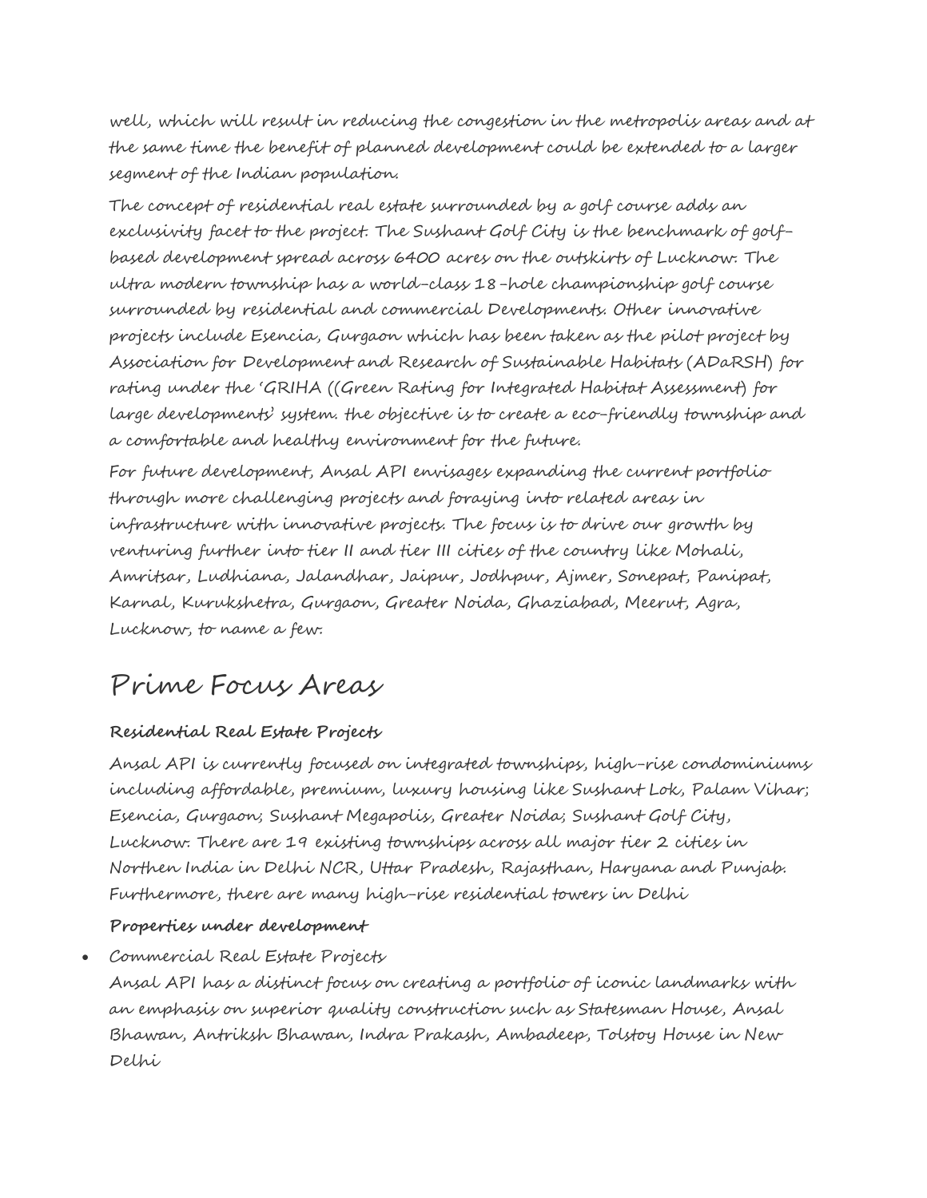well, which will result in reducing the congestion in the metropolis areas and at the same time the benefit of planned development could be extended to a larger segment of the Indian population.

The concept of residential real estate surrounded by a golf course adds an exclusivity facet to the project. The Sushant Golf City is the benchmark of golf-based development spread across 6400 acres on the outskirts of Lucknow. The ultra modern township has a world-class 18-hole championship golf course surrounded by residential and commercial Developments. Other innovative projects include Esencia, Gurgaon which has been taken as the pilot project by Association for Development and Research of Sustainable Habitats (ADaRSH) for rating under the 'GRIHA ((Green Rating for Integrated Habitat Assessment) for large developments' system. the objective is to create a eco-friendly township and a comfortable and healthy environment for the future.

For future development, Ansal API envisages expanding the current portfolio through more challenging projects and foraying into related areas in infrastructure with innovative projects. The focus is to drive our growth by venturing further into tier II and tier III cities of the country like Mohali, Amritsar, Ludhiana, Jalandhar, Jaipur, Jodhpur, Ajmer, Sonepat, Panipat, Karnal, Kurukshetra, Gurgaon, Greater Noida, Ghaziabad, Meerut, Agra, Lucknow, to name a few.

# Prime Focus Areas

**Residential Real Estate Projects**

Ansal API is currently focused on integrated townships, high-rise condominiums including affordable, premium, luxury housing like Sushant Lok, Palam Vihar; Esencia, Gurgaon; Sushant Megapolis, Greater Noida; Sushant Golf City, Lucknow. There are 19 existing townships across all major tier 2 cities in Northen India in Delhi NCR, Uttar Pradesh, Rajasthan, Haryana and Punjab. Furthermore, there are many high-rise residential towers in Delhi

**Properties under development**

- Commercial Real Estate Projects
  Ansal API has a distinct focus on creating a portfolio of iconic landmarks with an emphasis on superior quality construction such as Statesman House, Ansal Bhawan, Antriksh Bhawan, Indra Prakash, Ambadeep, Tolstoy House in New Delhi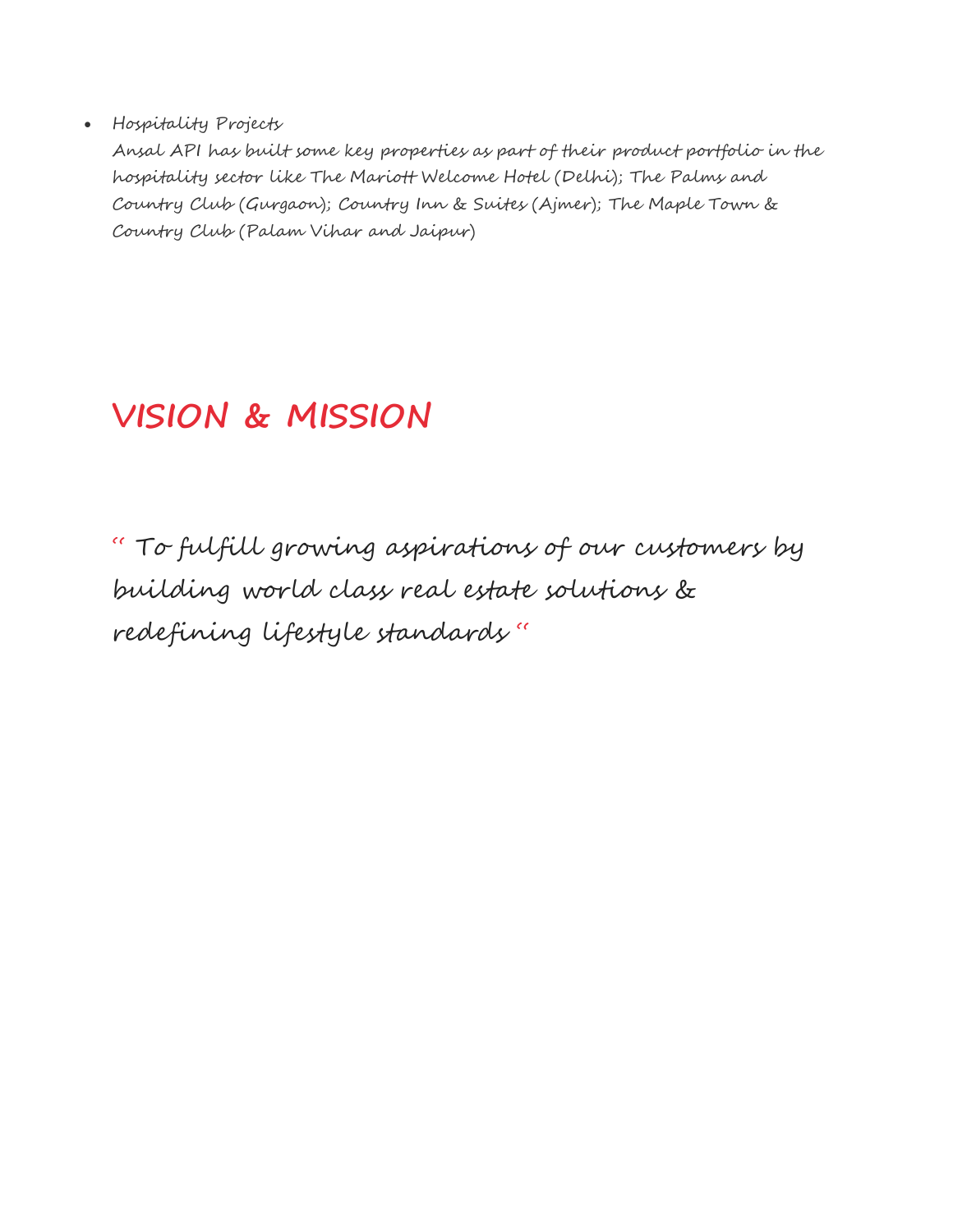- Hospitality Projects

  Ansal API has built some key properties as part of their product portfolio in the hospitality sector like The Mariott Welcome Hotel (Delhi); The Palms and Country Club (Gurgaon); Country Inn & Suites (Ajmer); The Maple Town & Country Club (Palam Vihar and Jaipur)

## VISION & MISSION

" To fulfill growing aspirations of our customers by building world class real estate solutions & redefining lifestyle standards "